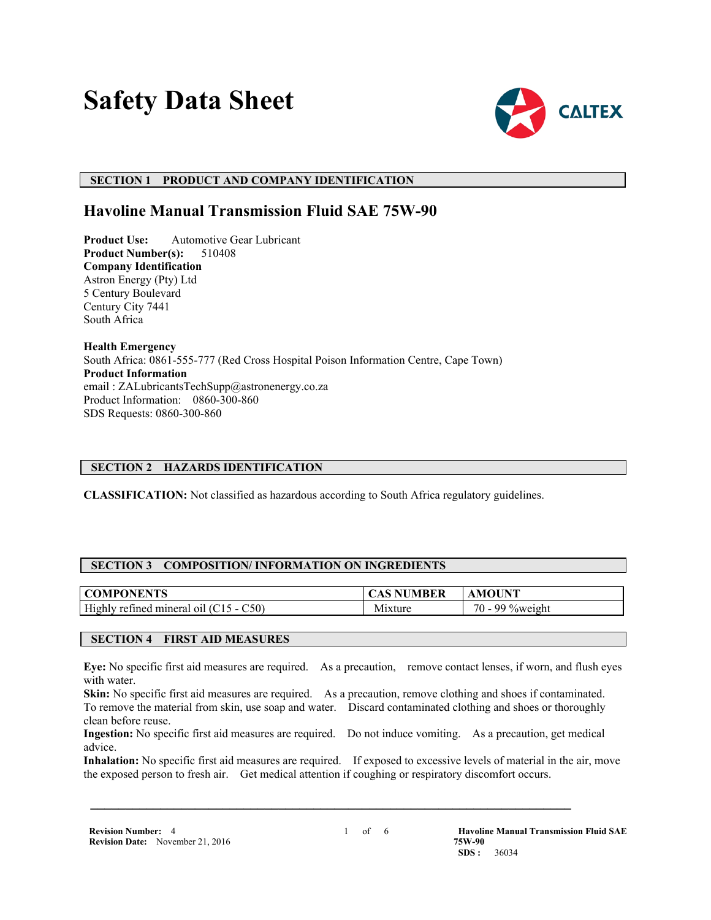# Safety Data Sheet

## SECTION 1 PRODUCT AND COMPANY IDENTIFICATION

## Havoline Manual Transmission Fluid SAE 75W-90

**Product Use:** Automotive Gear Lubricant
**Product Number(s):** 510408
**Company Identification**
Astron Energy (Pty) Ltd
5 Century Boulevard
Century City 7441
South Africa

**Health Emergency**
South Africa: 0861-555-777 (Red Cross Hospital Poison Information Centre, Cape Town)
**Product Information**
email : ZALubricantsTechSupp@astronenergy.co.za
Product Information: 0860-300-860
SDS Requests: 0860-300-860

## SECTION 2 HAZARDS IDENTIFICATION

**CLASSIFICATION:** Not classified as hazardous according to South Africa regulatory guidelines.

## SECTION 3 COMPOSITION/ INFORMATION ON INGREDIENTS

| COMPONENTS | CAS NUMBER | AMOUNT |
|---|---|---|
| Highly refined mineral oil (C15 - C50) | Mixture | 70 - 99 %weight |

## SECTION 4 FIRST AID MEASURES

**Eye:** No specific first aid measures are required. As a precaution, remove contact lenses, if worn, and flush eyes with water.
**Skin:** No specific first aid measures are required. As a precaution, remove clothing and shoes if contaminated. To remove the material from skin, use soap and water. Discard contaminated clothing and shoes or thoroughly clean before reuse.
**Ingestion:** No specific first aid measures are required. Do not induce vomiting. As a precaution, get medical advice.
**Inhalation:** No specific first aid measures are required. If exposed to excessive levels of material in the air, move the exposed person to fresh air. Get medical attention if coughing or respiratory discomfort occurs.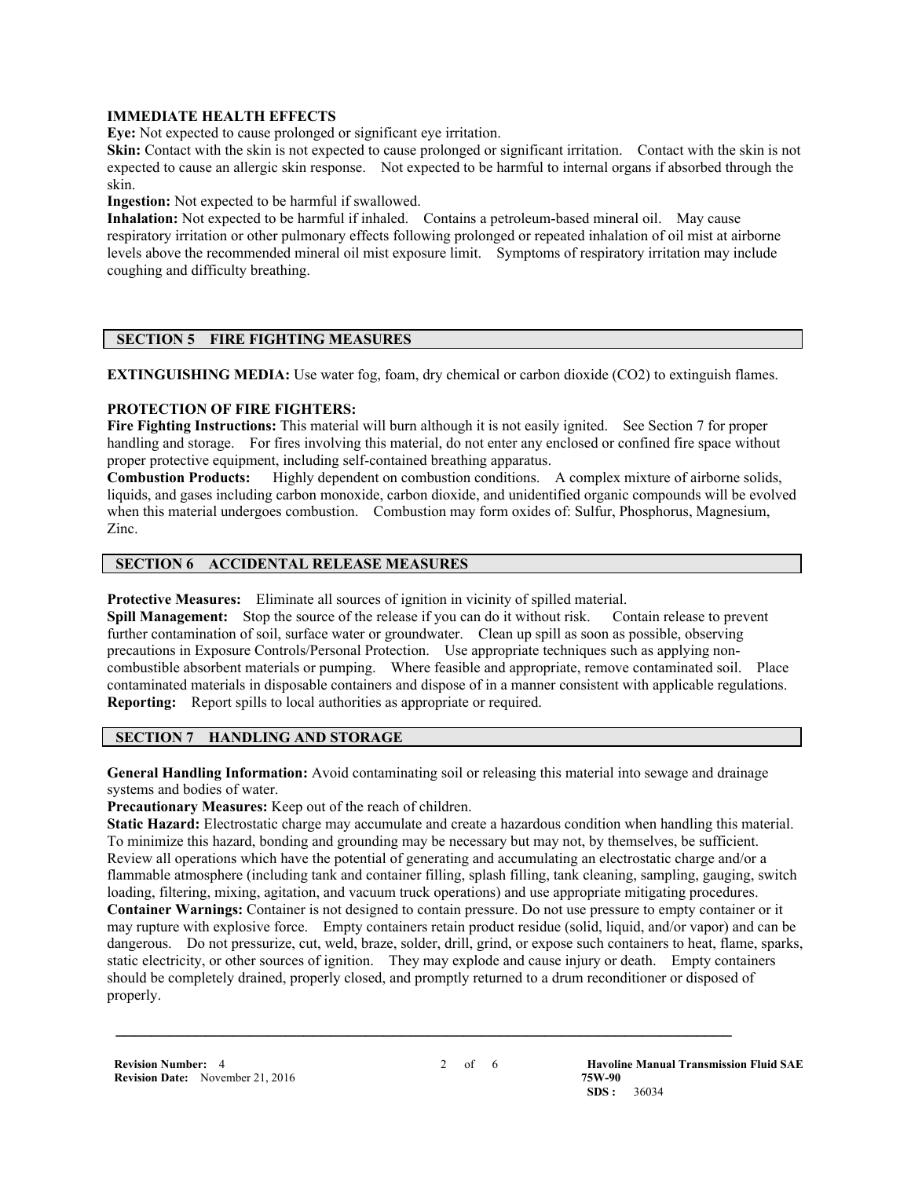**IMMEDIATE HEALTH EFFECTS**

**Eye:** Not expected to cause prolonged or significant eye irritation.

**Skin:** Contact with the skin is not expected to cause prolonged or significant irritation. Contact with the skin is not expected to cause an allergic skin response. Not expected to be harmful to internal organs if absorbed through the skin.

**Ingestion:** Not expected to be harmful if swallowed.

**Inhalation:** Not expected to be harmful if inhaled. Contains a petroleum-based mineral oil. May cause respiratory irritation or other pulmonary effects following prolonged or repeated inhalation of oil mist at airborne levels above the recommended mineral oil mist exposure limit. Symptoms of respiratory irritation may include coughing and difficulty breathing.

## SECTION 5 FIRE FIGHTING MEASURES

**EXTINGUISHING MEDIA:** Use water fog, foam, dry chemical or carbon dioxide ($CO_2$) to extinguish flames.

**PROTECTION OF FIRE FIGHTERS:**

**Fire Fighting Instructions:** This material will burn although it is not easily ignited. See Section 7 for proper handling and storage. For fires involving this material, do not enter any enclosed or confined fire space without proper protective equipment, including self-contained breathing apparatus.

**Combustion Products:** Highly dependent on combustion conditions. A complex mixture of airborne solids, liquids, and gases including carbon monoxide, carbon dioxide, and unidentified organic compounds will be evolved when this material undergoes combustion. Combustion may form oxides of: Sulfur, Phosphorus, Magnesium, Zinc.

## SECTION 6 ACCIDENTAL RELEASE MEASURES

**Protective Measures:** Eliminate all sources of ignition in vicinity of spilled material.

**Spill Management:** Stop the source of the release if you can do it without risk. Contain release to prevent further contamination of soil, surface water or groundwater. Clean up spill as soon as possible, observing precautions in Exposure Controls/Personal Protection. Use appropriate techniques such as applying non-combustible absorbent materials or pumping. Where feasible and appropriate, remove contaminated soil. Place contaminated materials in disposable containers and dispose of in a manner consistent with applicable regulations.

**Reporting:** Report spills to local authorities as appropriate or required.

## SECTION 7 HANDLING AND STORAGE

**General Handling Information:** Avoid contaminating soil or releasing this material into sewage and drainage systems and bodies of water.

**Precautionary Measures:** Keep out of the reach of children.

**Static Hazard:** Electrostatic charge may accumulate and create a hazardous condition when handling this material. To minimize this hazard, bonding and grounding may be necessary but may not, by themselves, be sufficient. Review all operations which have the potential of generating and accumulating an electrostatic charge and/or a flammable atmosphere (including tank and container filling, splash filling, tank cleaning, sampling, gauging, switch loading, filtering, mixing, agitation, and vacuum truck operations) and use appropriate mitigating procedures.

**Container Warnings:** Container is not designed to contain pressure. Do not use pressure to empty container or it may rupture with explosive force. Empty containers retain product residue (solid, liquid, and/or vapor) and can be dangerous. Do not pressurize, cut, weld, braze, solder, drill, grind, or expose such containers to heat, flame, sparks, static electricity, or other sources of ignition. They may explode and cause injury or death. Empty containers should be completely drained, properly closed, and promptly returned to a drum reconditioner or disposed of properly.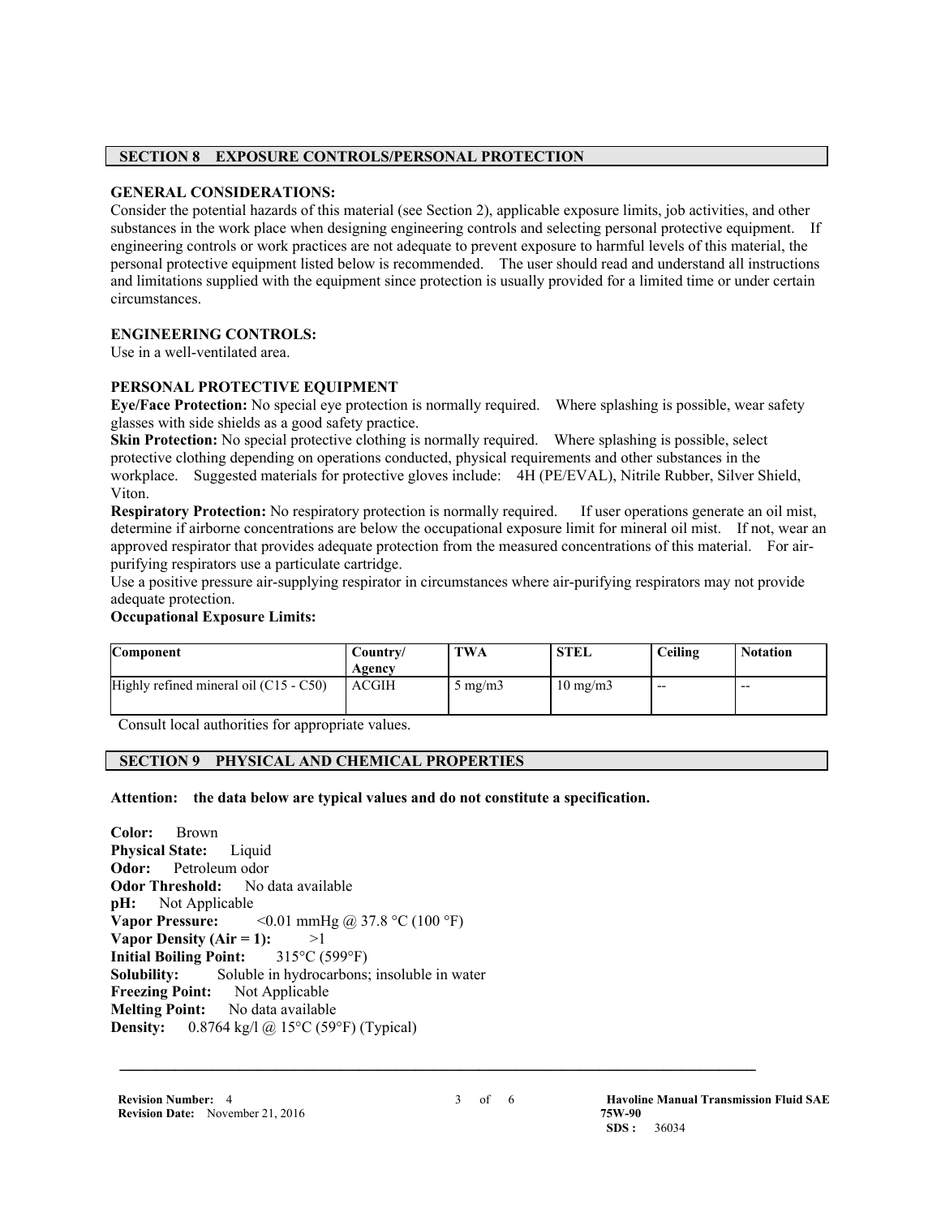## SECTION 8 EXPOSURE CONTROLS/PERSONAL PROTECTION

**GENERAL CONSIDERATIONS:**
Consider the potential hazards of this material (see Section 2), applicable exposure limits, job activities, and other substances in the work place when designing engineering controls and selecting personal protective equipment. If engineering controls or work practices are not adequate to prevent exposure to harmful levels of this material, the personal protective equipment listed below is recommended. The user should read and understand all instructions and limitations supplied with the equipment since protection is usually provided for a limited time or under certain circumstances.

**ENGINEERING CONTROLS:**
Use in a well-ventilated area.

**PERSONAL PROTECTIVE EQUIPMENT**

**Eye/Face Protection:** No special eye protection is normally required. Where splashing is possible, wear safety glasses with side shields as a good safety practice.

**Skin Protection:** No special protective clothing is normally required. Where splashing is possible, select protective clothing depending on operations conducted, physical requirements and other substances in the workplace. Suggested materials for protective gloves include: 4H (PE/EVAL), Nitrile Rubber, Silver Shield, Viton.

**Respiratory Protection:** No respiratory protection is normally required. If user operations generate an oil mist, determine if airborne concentrations are below the occupational exposure limit for mineral oil mist. If not, wear an approved respirator that provides adequate protection from the measured concentrations of this material. For air-purifying respirators use a particulate cartridge.

Use a positive pressure air-supplying respirator in circumstances where air-purifying respirators may not provide adequate protection.

**Occupational Exposure Limits:**

| Component | Country/ Agency | TWA | STEL | Ceiling | Notation |
|---|---|---|---|---|---|
| Highly refined mineral oil (C15 - C50) | ACGIH | 5 mg/m3 | 10 mg/m3 | -- | -- |

Consult local authorities for appropriate values.

## SECTION 9 PHYSICAL AND CHEMICAL PROPERTIES

**Attention: the data below are typical values and do not constitute a specification.**

**Color:** Brown
**Physical State:** Liquid
**Odor:** Petroleum odor
**Odor Threshold:** No data available
**pH:** Not Applicable
**Vapor Pressure:** <0.01 mmHg @ 37.8 °C (100 °F)
**Vapor Density (Air = 1):** >1
**Initial Boiling Point:** 315°C (599°F)
**Solubility:** Soluble in hydrocarbons; insoluble in water
**Freezing Point:** Not Applicable
**Melting Point:** No data available
**Density:** 0.8764 kg/l @ 15°C (59°F) (Typical)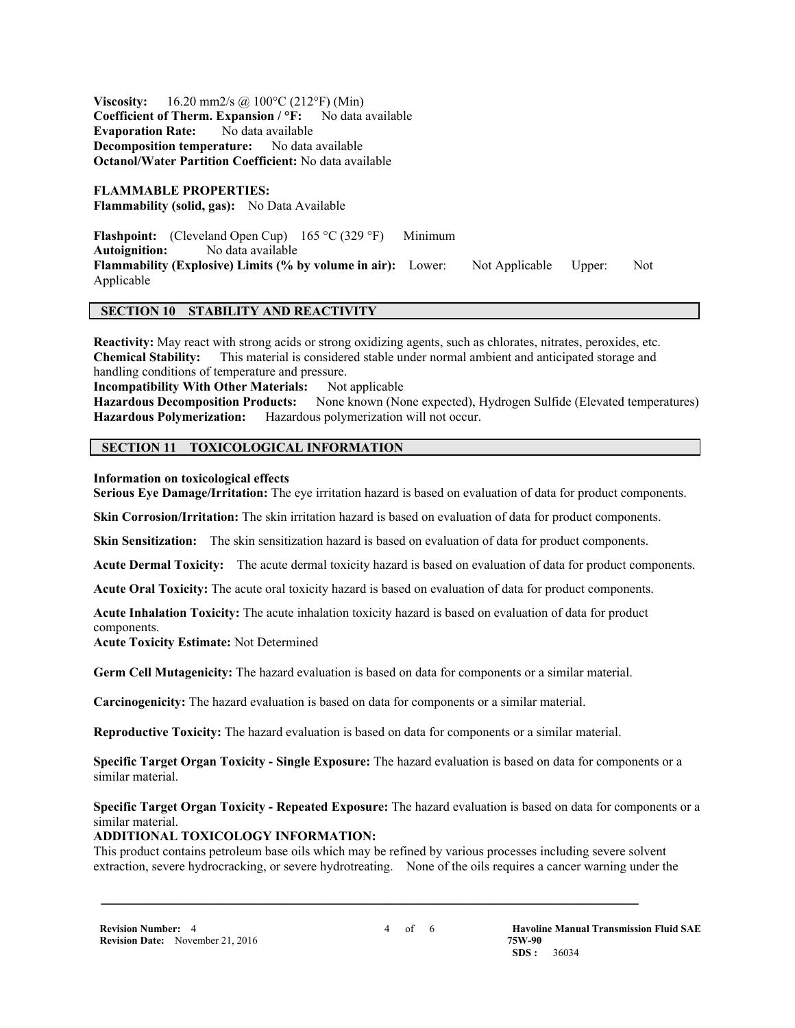**Viscosity:** 16.20 mm2/s @ 100°C (212°F) (Min)
**Coefficient of Therm. Expansion / °F:** No data available
**Evaporation Rate:** No data available
**Decomposition temperature:** No data available
**Octanol/Water Partition Coefficient:** No data available

**FLAMMABLE PROPERTIES:**
**Flammability (solid, gas):** No Data Available

**Flashpoint:** (Cleveland Open Cup) 165 °C (329 °F) Minimum
**Autoignition:** No data available
**Flammability (Explosive) Limits (% by volume in air):** Lower: Not Applicable Upper: Not Applicable

## SECTION 10 STABILITY AND REACTIVITY

**Reactivity:** May react with strong acids or strong oxidizing agents, such as chlorates, nitrates, peroxides, etc.
**Chemical Stability:** This material is considered stable under normal ambient and anticipated storage and handling conditions of temperature and pressure.
**Incompatibility With Other Materials:** Not applicable
**Hazardous Decomposition Products:** None known (None expected), Hydrogen Sulfide (Elevated temperatures)
**Hazardous Polymerization:** Hazardous polymerization will not occur.

## SECTION 11 TOXICOLOGICAL INFORMATION

**Information on toxicological effects**
**Serious Eye Damage/Irritation:** The eye irritation hazard is based on evaluation of data for product components.

**Skin Corrosion/Irritation:** The skin irritation hazard is based on evaluation of data for product components.

**Skin Sensitization:** The skin sensitization hazard is based on evaluation of data for product components.

**Acute Dermal Toxicity:** The acute dermal toxicity hazard is based on evaluation of data for product components.

**Acute Oral Toxicity:** The acute oral toxicity hazard is based on evaluation of data for product components.

**Acute Inhalation Toxicity:** The acute inhalation toxicity hazard is based on evaluation of data for product components.
**Acute Toxicity Estimate:** Not Determined

**Germ Cell Mutagenicity:** The hazard evaluation is based on data for components or a similar material.

**Carcinogenicity:** The hazard evaluation is based on data for components or a similar material.

**Reproductive Toxicity:** The hazard evaluation is based on data for components or a similar material.

**Specific Target Organ Toxicity - Single Exposure:** The hazard evaluation is based on data for components or a similar material.

**Specific Target Organ Toxicity - Repeated Exposure:** The hazard evaluation is based on data for components or a similar material.
**ADDITIONAL TOXICOLOGY INFORMATION:**
This product contains petroleum base oils which may be refined by various processes including severe solvent extraction, severe hydrocracking, or severe hydrotreating. None of the oils requires a cancer warning under the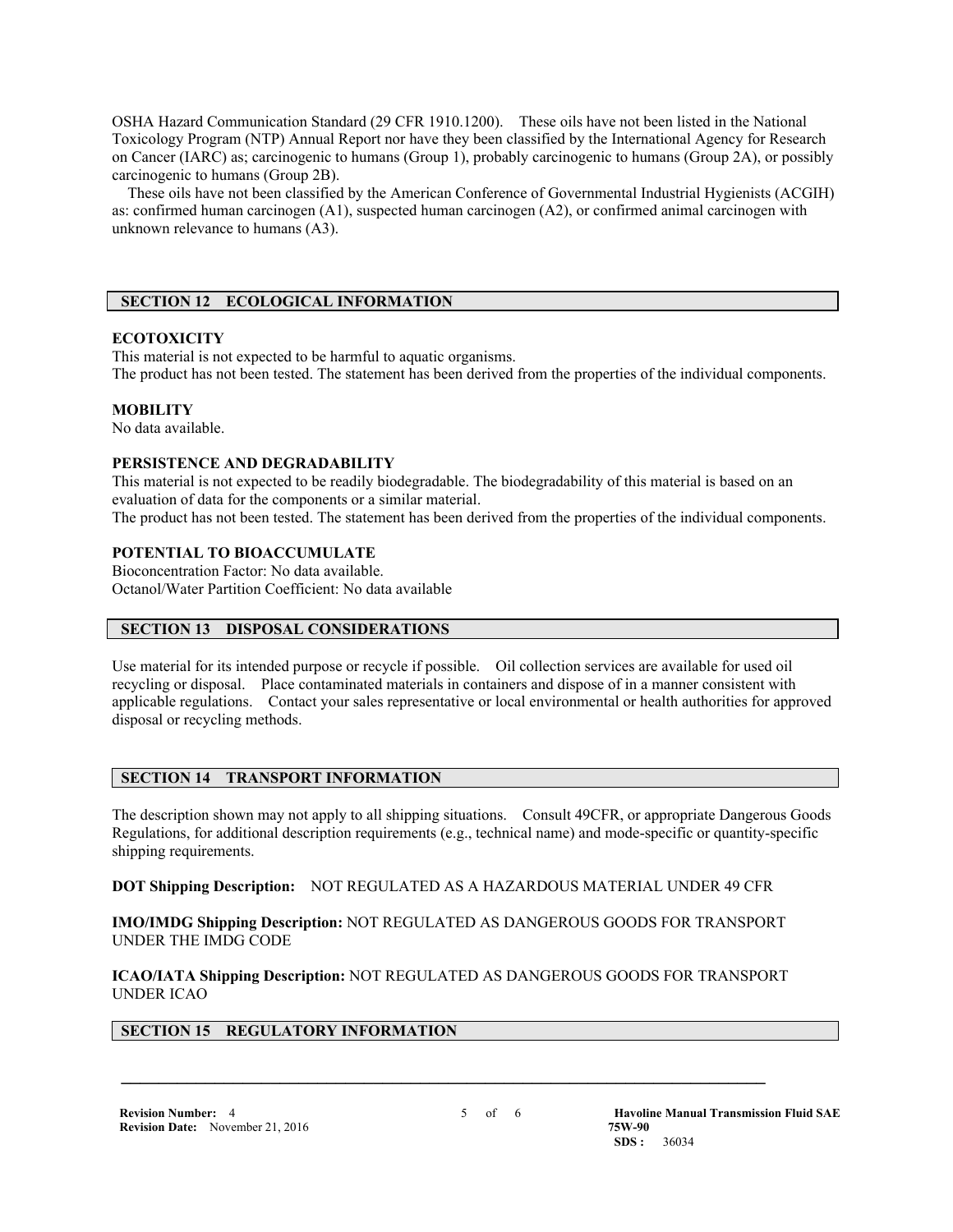OSHA Hazard Communication Standard (29 CFR 1910.1200). These oils have not been listed in the National Toxicology Program (NTP) Annual Report nor have they been classified by the International Agency for Research on Cancer (IARC) as; carcinogenic to humans (Group 1), probably carcinogenic to humans (Group 2A), or possibly carcinogenic to humans (Group 2B).

These oils have not been classified by the American Conference of Governmental Industrial Hygienists (ACGIH) as: confirmed human carcinogen (A1), suspected human carcinogen (A2), or confirmed animal carcinogen with unknown relevance to humans (A3).

## SECTION 12 ECOLOGICAL INFORMATION

**ECOTOXICITY**

This material is not expected to be harmful to aquatic organisms.
The product has not been tested. The statement has been derived from the properties of the individual components.

**MOBILITY**

No data available.

**PERSISTENCE AND DEGRADABILITY**

This material is not expected to be readily biodegradable. The biodegradability of this material is based on an evaluation of data for the components or a similar material.
The product has not been tested. The statement has been derived from the properties of the individual components.

**POTENTIAL TO BIOACCUMULATE**

Bioconcentration Factor: No data available.
Octanol/Water Partition Coefficient: No data available

## SECTION 13 DISPOSAL CONSIDERATIONS

Use material for its intended purpose or recycle if possible. Oil collection services are available for used oil recycling or disposal. Place contaminated materials in containers and dispose of in a manner consistent with applicable regulations. Contact your sales representative or local environmental or health authorities for approved disposal or recycling methods.

## SECTION 14 TRANSPORT INFORMATION

The description shown may not apply to all shipping situations. Consult 49CFR, or appropriate Dangerous Goods Regulations, for additional description requirements (e.g., technical name) and mode-specific or quantity-specific shipping requirements.

**DOT Shipping Description:** NOT REGULATED AS A HAZARDOUS MATERIAL UNDER 49 CFR

**IMO/IMDG Shipping Description:** NOT REGULATED AS DANGEROUS GOODS FOR TRANSPORT UNDER THE IMDG CODE

**ICAO/IATA Shipping Description:** NOT REGULATED AS DANGEROUS GOODS FOR TRANSPORT UNDER ICAO

## SECTION 15 REGULATORY INFORMATION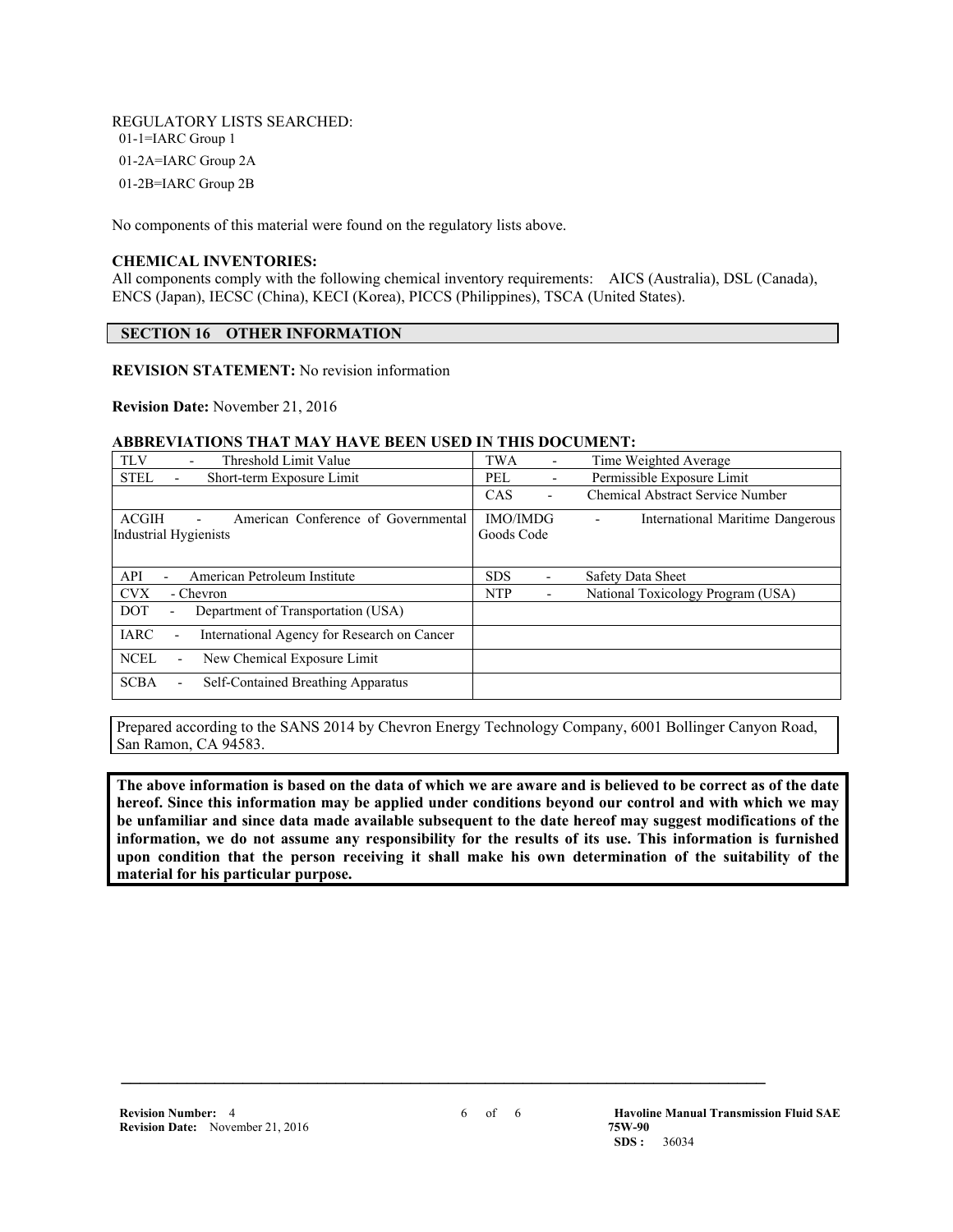REGULATORY LISTS SEARCHED:

01-1=IARC Group 1

01-2A=IARC Group 2A

01-2B=IARC Group 2B

No components of this material were found on the regulatory lists above.

**CHEMICAL INVENTORIES:**

All components comply with the following chemical inventory requirements: AICS (Australia), DSL (Canada), ENCS (Japan), IECSC (China), KECI (Korea), PICCS (Philippines), TSCA (United States).

## SECTION 16 OTHER INFORMATION

**REVISION STATEMENT:** No revision information

**Revision Date:** November 21, 2016

**ABBREVIATIONS THAT MAY HAVE BEEN USED IN THIS DOCUMENT:**

| | |
|---|---|
| TLV - Threshold Limit Value | TWA - Time Weighted Average |
| STEL - Short-term Exposure Limit | PEL - Permissible Exposure Limit |
| | CAS - Chemical Abstract Service Number |
| ACGIH - American Conference of Governmental Industrial Hygienists | IMO/IMDG - International Maritime Dangerous Goods Code |
| API - American Petroleum Institute | SDS - Safety Data Sheet |
| CVX - Chevron | NTP - National Toxicology Program (USA) |
| DOT - Department of Transportation (USA) | |
| IARC - International Agency for Research on Cancer | |
| NCEL - New Chemical Exposure Limit | |
| SCBA - Self-Contained Breathing Apparatus | |

Prepared according to the SANS 2014 by Chevron Energy Technology Company, 6001 Bollinger Canyon Road, San Ramon, CA 94583.

**The above information is based on the data of which we are aware and is believed to be correct as of the date hereof. Since this information may be applied under conditions beyond our control and with which we may be unfamiliar and since data made available subsequent to the date hereof may suggest modifications of the information, we do not assume any responsibility for the results of its use. This information is furnished upon condition that the person receiving it shall make his own determination of the suitability of the material for his particular purpose.**